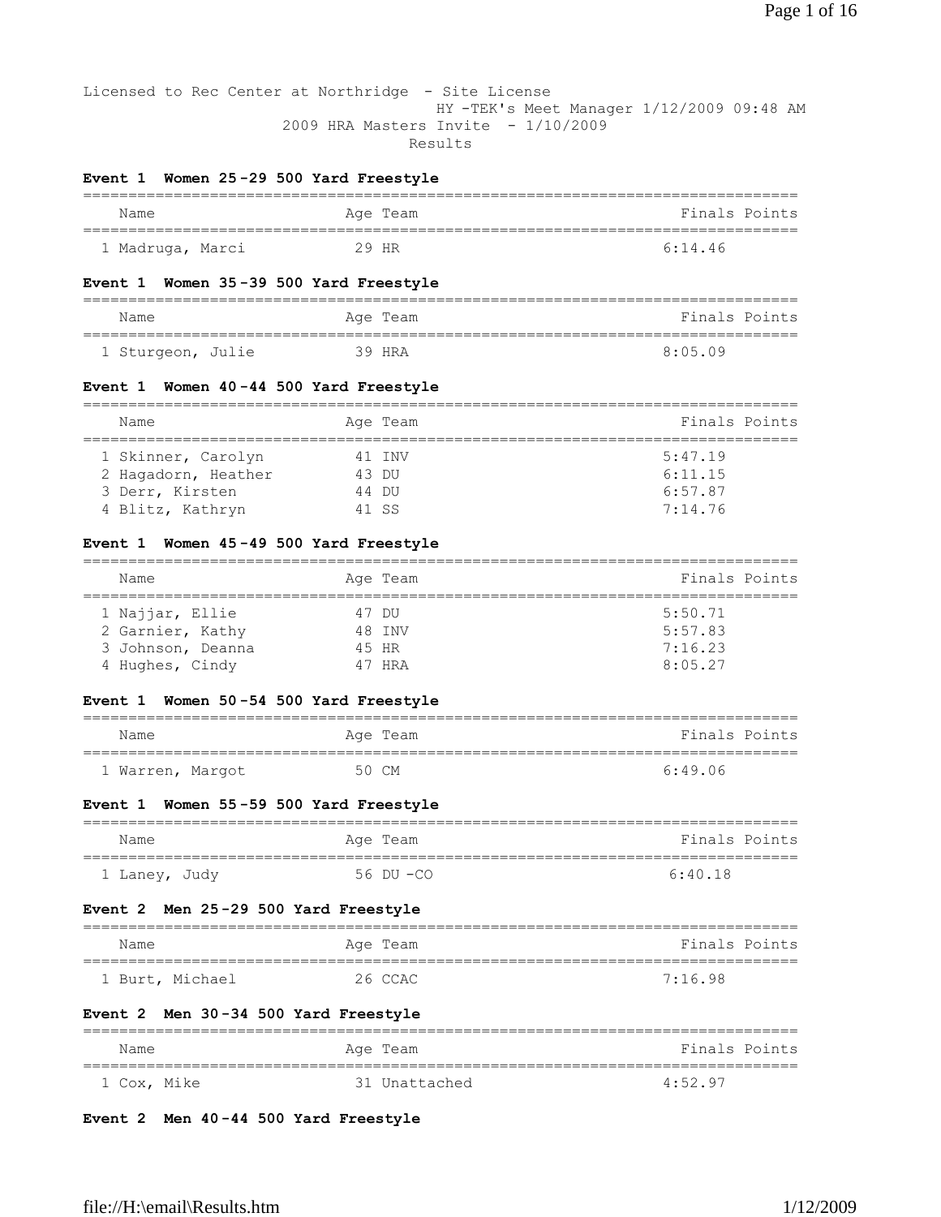Licensed to Rec Center at Northridge - Site License
HY-TEK's Meet Manager 1/12/2009 09:48 AM
2009 HRA Masters Invite - 1/10/2009
Results

**Event 1 Women 25-29 500 Yard Freestyle**

| | Name | Age | Team | Finals | Points |
|---|---|---|---|---|---|
| 1 | Madruga, Marci | 29 | HR | 6:14.46 | |

**Event 1 Women 35-39 500 Yard Freestyle**

| | Name | Age | Team | Finals | Points |
|---|---|---|---|---|---|
| 1 | Sturgeon, Julie | 39 | HRA | 8:05.09 | |

**Event 1 Women 40-44 500 Yard Freestyle**

| | Name | Age | Team | Finals | Points |
|---|---|---|---|---|---|
| 1 | Skinner, Carolyn | 41 | INV | 5:47.19 | |
| 2 | Hagadorn, Heather | 43 | DU | 6:11.15 | |
| 3 | Derr, Kirsten | 44 | DU | 6:57.87 | |
| 4 | Blitz, Kathryn | 41 | SS | 7:14.76 | |

**Event 1 Women 45-49 500 Yard Freestyle**

| | Name | Age | Team | Finals | Points |
|---|---|---|---|---|---|
| 1 | Najjar, Ellie | 47 | DU | 5:50.71 | |
| 2 | Garnier, Kathy | 48 | INV | 5:57.83 | |
| 3 | Johnson, Deanna | 45 | HR | 7:16.23 | |
| 4 | Hughes, Cindy | 47 | HRA | 8:05.27 | |

**Event 1 Women 50-54 500 Yard Freestyle**

| | Name | Age | Team | Finals | Points |
|---|---|---|---|---|---|
| 1 | Warren, Margot | 50 | CM | 6:49.06 | |

**Event 1 Women 55-59 500 Yard Freestyle**

| | Name | Age | Team | Finals | Points |
|---|---|---|---|---|---|
| 1 | Laney, Judy | 56 | DU-CO | 6:40.18 | |

**Event 2 Men 25-29 500 Yard Freestyle**

| | Name | Age | Team | Finals | Points |
|---|---|---|---|---|---|
| 1 | Burt, Michael | 26 | CCAC | 7:16.98 | |

**Event 2 Men 30-34 500 Yard Freestyle**

| | Name | Age | Team | Finals | Points |
|---|---|---|---|---|---|
| 1 | Cox, Mike | 31 | Unattached | 4:52.97 | |

**Event 2 Men 40-44 500 Yard Freestyle**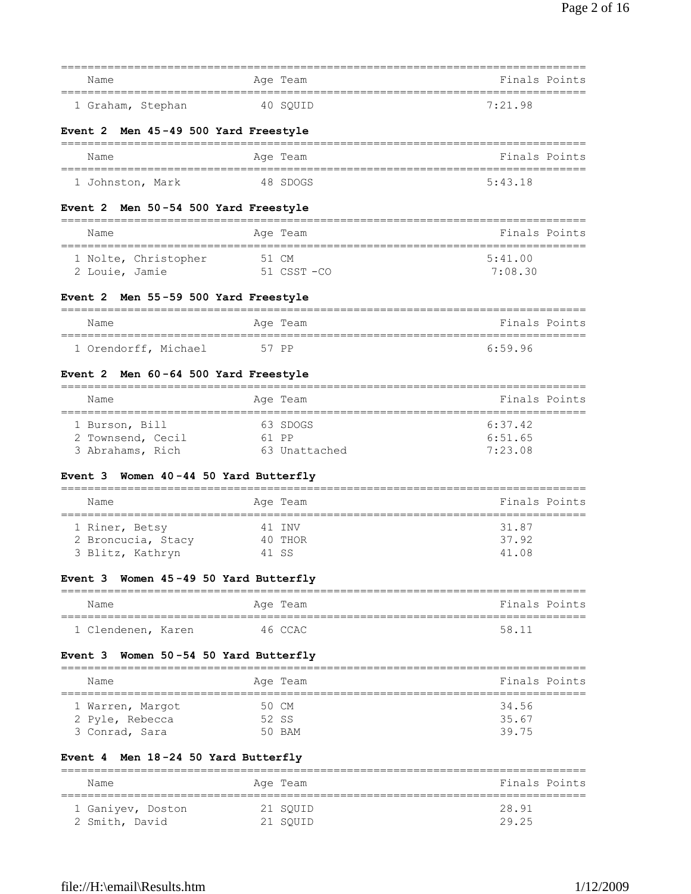| Name | Age | Team | Finals | Points |
|---|---|---|---|---|
| 1 Graham, Stephan | 40 | SQUID | 7:21.98 | |

**Event 2 Men 45-49 500 Yard Freestyle**

| Name | Age | Team | Finals | Points |
|---|---|---|---|---|
| 1 Johnston, Mark | 48 | SDOGS | 5:43.18 | |

**Event 2 Men 50-54 500 Yard Freestyle**

| Name | Age | Team | Finals | Points |
|---|---|---|---|---|
| 1 Nolte, Christopher | 51 | CM | 5:41.00 | |
| 2 Louie, Jamie | 51 | CSST -CO | 7:08.30 | |

**Event 2 Men 55-59 500 Yard Freestyle**

| Name | Age | Team | Finals | Points |
|---|---|---|---|---|
| 1 Orendorff, Michael | 57 | PP | 6:59.96 | |

**Event 2 Men 60-64 500 Yard Freestyle**

| Name | Age | Team | Finals | Points |
|---|---|---|---|---|
| 1 Burson, Bill | 63 | SDOGS | 6:37.42 | |
| 2 Townsend, Cecil | 61 | PP | 6:51.65 | |
| 3 Abrahams, Rich | 63 | Unattached | 7:23.08 | |

**Event 3 Women 40-44 50 Yard Butterfly**

| Name | Age | Team | Finals | Points |
|---|---|---|---|---|
| 1 Riner, Betsy | 41 | INV | 31.87 | |
| 2 Broncucia, Stacy | 40 | THOR | 37.92 | |
| 3 Blitz, Kathryn | 41 | SS | 41.08 | |

**Event 3 Women 45-49 50 Yard Butterfly**

| Name | Age | Team | Finals | Points |
|---|---|---|---|---|
| 1 Clendenen, Karen | 46 | CCAC | 58.11 | |

**Event 3 Women 50-54 50 Yard Butterfly**

| Name | Age | Team | Finals | Points |
|---|---|---|---|---|
| 1 Warren, Margot | 50 | CM | 34.56 | |
| 2 Pyle, Rebecca | 52 | SS | 35.67 | |
| 3 Conrad, Sara | 50 | BAM | 39.75 | |

**Event 4 Men 18-24 50 Yard Butterfly**

| Name | Age | Team | Finals | Points |
|---|---|---|---|---|
| 1 Ganiyev, Doston | 21 | SQUID | 28.91 | |
| 2 Smith, David | 21 | SQUID | 29.25 | |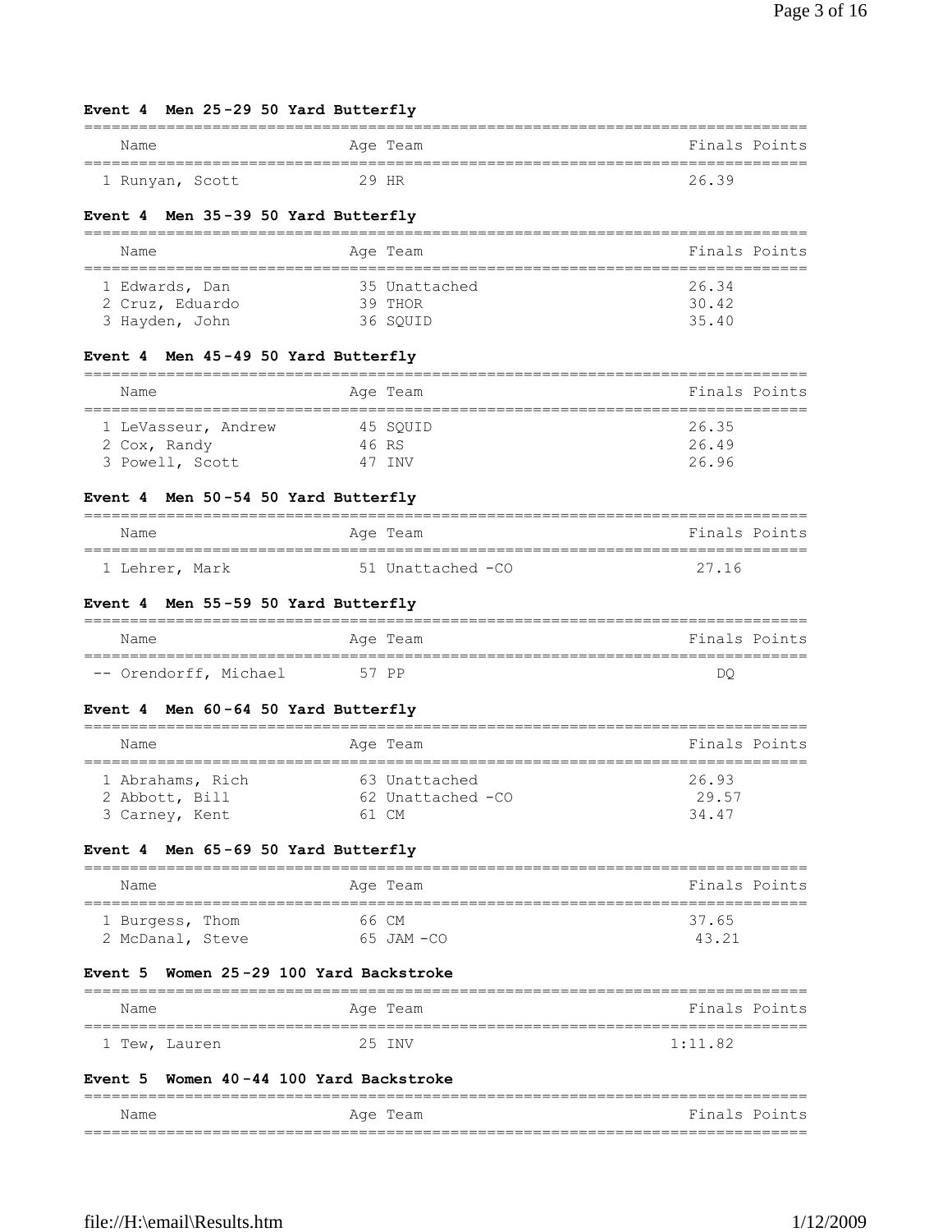### Event 4 Men 25-29 50 Yard Butterfly

| | Name | Age | Team | Finals | Points |
|---|---|---|---|---|---|
| 1 | Runyan, Scott | 29 | HR | 26.39 | |

### Event 4 Men 35-39 50 Yard Butterfly

| | Name | Age | Team | Finals | Points |
|---|---|---|---|---|---|
| 1 | Edwards, Dan | 35 | Unattached | 26.34 | |
| 2 | Cruz, Eduardo | 39 | THOR | 30.42 | |
| 3 | Hayden, John | 36 | SQUID | 35.40 | |

### Event 4 Men 45-49 50 Yard Butterfly

| | Name | Age | Team | Finals | Points |
|---|---|---|---|---|---|
| 1 | LeVasseur, Andrew | 45 | SQUID | 26.35 | |
| 2 | Cox, Randy | 46 | RS | 26.49 | |
| 3 | Powell, Scott | 47 | INV | 26.96 | |

### Event 4 Men 50-54 50 Yard Butterfly

| | Name | Age | Team | Finals | Points |
|---|---|---|---|---|---|
| 1 | Lehrer, Mark | 51 | Unattached -CO | 27.16 | |

### Event 4 Men 55-59 50 Yard Butterfly

| | Name | Age | Team | Finals | Points |
|---|---|---|---|---|---|
| -- | Orendorff, Michael | 57 | PP | DQ | |

### Event 4 Men 60-64 50 Yard Butterfly

| | Name | Age | Team | Finals | Points |
|---|---|---|---|---|---|
| 1 | Abrahams, Rich | 63 | Unattached | 26.93 | |
| 2 | Abbott, Bill | 62 | Unattached -CO | 29.57 | |
| 3 | Carney, Kent | 61 | CM | 34.47 | |

### Event 4 Men 65-69 50 Yard Butterfly

| | Name | Age | Team | Finals | Points |
|---|---|---|---|---|---|
| 1 | Burgess, Thom | 66 | CM | 37.65 | |
| 2 | McDanal, Steve | 65 | JAM -CO | 43.21 | |

### Event 5 Women 25-29 100 Yard Backstroke

| | Name | Age | Team | Finals | Points |
|---|---|---|---|---|---|
| 1 | Tew, Lauren | 25 | INV | 1:11.82 | |

### Event 5 Women 40-44 100 Yard Backstroke

| | Name | Age | Team | Finals | Points |
|---|---|---|---|---|---|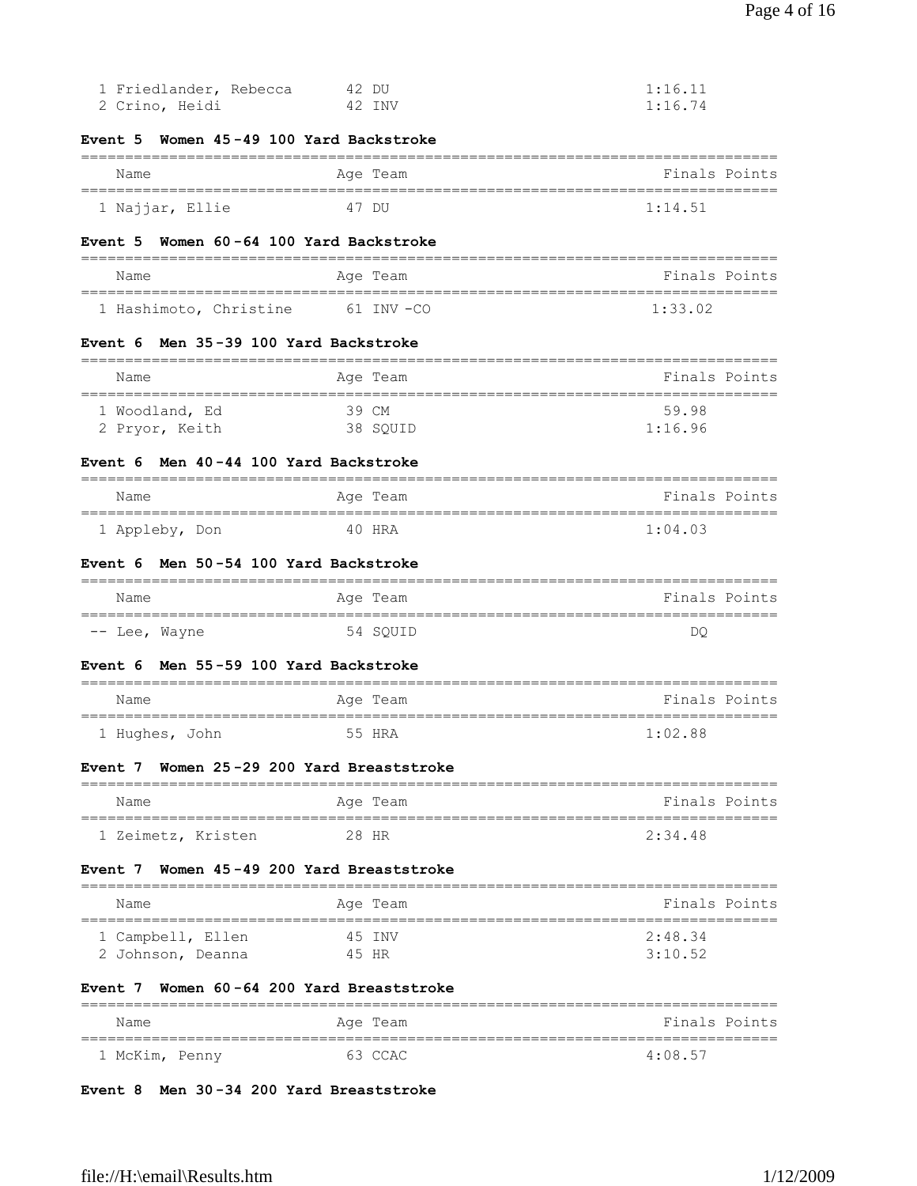| Name | Age | Team | Finals | Points |
|---|---|---|---|---|
| 1 Friedlander, Rebecca | 42 | DU | 1:16.11 | |
| 2 Crino, Heidi | 42 | INV | 1:16.74 | |

**Event 5 Women 45-49 100 Yard Backstroke**

| Name | Age | Team | Finals | Points |
|---|---|---|---|---|
| 1 Najjar, Ellie | 47 | DU | 1:14.51 | |

**Event 5 Women 60-64 100 Yard Backstroke**

| Name | Age | Team | Finals | Points |
|---|---|---|---|---|
| 1 Hashimoto, Christine | 61 | INV -CO | 1:33.02 | |

**Event 6 Men 35-39 100 Yard Backstroke**

| Name | Age | Team | Finals | Points |
|---|---|---|---|---|
| 1 Woodland, Ed | 39 | CM | 59.98 | |
| 2 Pryor, Keith | 38 | SQUID | 1:16.96 | |

**Event 6 Men 40-44 100 Yard Backstroke**

| Name | Age | Team | Finals | Points |
|---|---|---|---|---|
| 1 Appleby, Don | 40 | HRA | 1:04.03 | |

**Event 6 Men 50-54 100 Yard Backstroke**

| Name | Age | Team | Finals | Points |
|---|---|---|---|---|
| -- Lee, Wayne | 54 | SQUID | DQ | |

**Event 6 Men 55-59 100 Yard Backstroke**

| Name | Age | Team | Finals | Points |
|---|---|---|---|---|
| 1 Hughes, John | 55 | HRA | 1:02.88 | |

**Event 7 Women 25-29 200 Yard Breaststroke**

| Name | Age | Team | Finals | Points |
|---|---|---|---|---|
| 1 Zeimetz, Kristen | 28 | HR | 2:34.48 | |

**Event 7 Women 45-49 200 Yard Breaststroke**

| Name | Age | Team | Finals | Points |
|---|---|---|---|---|
| 1 Campbell, Ellen | 45 | INV | 2:48.34 | |
| 2 Johnson, Deanna | 45 | HR | 3:10.52 | |

**Event 7 Women 60-64 200 Yard Breaststroke**

| Name | Age | Team | Finals | Points |
|---|---|---|---|---|
| 1 McKim, Penny | 63 | CCAC | 4:08.57 | |

**Event 8 Men 30-34 200 Yard Breaststroke**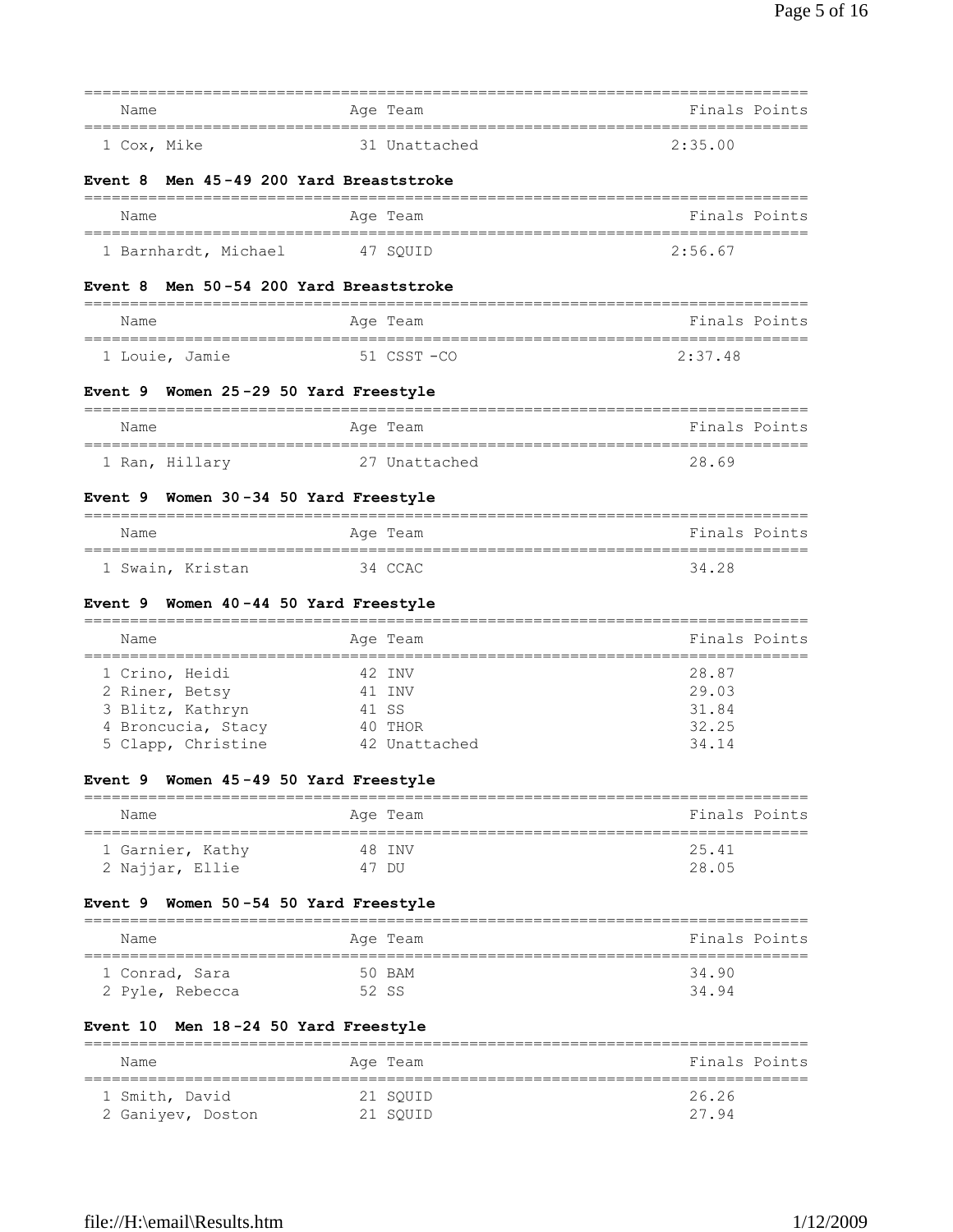| Name | Age | Team | Finals | Points |
|---|---|---|---|---|
| 1 Cox, Mike | 31 | Unattached | 2:35.00 | |

### Event 8 Men 45-49 200 Yard Breaststroke

| Name | Age | Team | Finals | Points |
|---|---|---|---|---|
| 1 Barnhardt, Michael | 47 | SQUID | 2:56.67 | |

### Event 8 Men 50-54 200 Yard Breaststroke

| Name | Age | Team | Finals | Points |
|---|---|---|---|---|
| 1 Louie, Jamie | 51 | CSST-CO | 2:37.48 | |

### Event 9 Women 25-29 50 Yard Freestyle

| Name | Age | Team | Finals | Points |
|---|---|---|---|---|
| 1 Ran, Hillary | 27 | Unattached | 28.69 | |

### Event 9 Women 30-34 50 Yard Freestyle

| Name | Age | Team | Finals | Points |
|---|---|---|---|---|
| 1 Swain, Kristan | 34 | CCAC | 34.28 | |

### Event 9 Women 40-44 50 Yard Freestyle

| Name | Age | Team | Finals | Points |
|---|---|---|---|---|
| 1 Crino, Heidi | 42 | INV | 28.87 | |
| 2 Riner, Betsy | 41 | INV | 29.03 | |
| 3 Blitz, Kathryn | 41 | SS | 31.84 | |
| 4 Broncucia, Stacy | 40 | THOR | 32.25 | |
| 5 Clapp, Christine | 42 | Unattached | 34.14 | |

### Event 9 Women 45-49 50 Yard Freestyle

| Name | Age | Team | Finals | Points |
|---|---|---|---|---|
| 1 Garnier, Kathy | 48 | INV | 25.41 | |
| 2 Najjar, Ellie | 47 | DU | 28.05 | |

### Event 9 Women 50-54 50 Yard Freestyle

| Name | Age | Team | Finals | Points |
|---|---|---|---|---|
| 1 Conrad, Sara | 50 | BAM | 34.90 | |
| 2 Pyle, Rebecca | 52 | SS | 34.94 | |

### Event 10 Men 18-24 50 Yard Freestyle

| Name | Age | Team | Finals | Points |
|---|---|---|---|---|
| 1 Smith, David | 21 | SQUID | 26.26 | |
| 2 Ganiyev, Doston | 21 | SQUID | 27.94 | |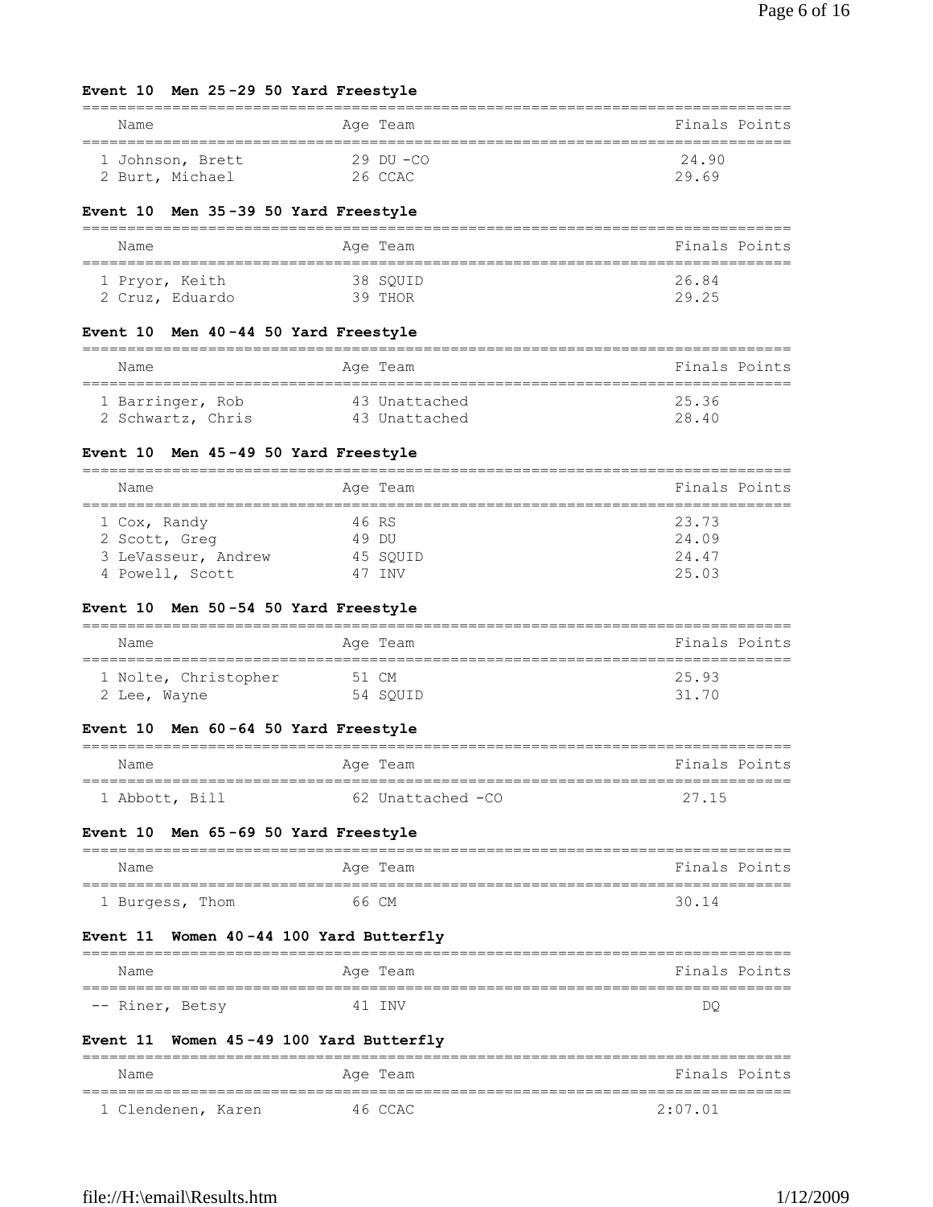### Event 10 Men 25-29 50 Yard Freestyle

| Name | Age | Team | Finals | Points |
|---|---|---|---|---|
| 1 Johnson, Brett | 29 | DU -CO | 24.90 | |
| 2 Burt, Michael | 26 | CCAC | 29.69 | |

### Event 10 Men 35-39 50 Yard Freestyle

| Name | Age | Team | Finals | Points |
|---|---|---|---|---|
| 1 Pryor, Keith | 38 | SQUID | 26.84 | |
| 2 Cruz, Eduardo | 39 | THOR | 29.25 | |

### Event 10 Men 40-44 50 Yard Freestyle

| Name | Age | Team | Finals | Points |
|---|---|---|---|---|
| 1 Barringer, Rob | 43 | Unattached | 25.36 | |
| 2 Schwartz, Chris | 43 | Unattached | 28.40 | |

### Event 10 Men 45-49 50 Yard Freestyle

| Name | Age | Team | Finals | Points |
|---|---|---|---|---|
| 1 Cox, Randy | 46 | RS | 23.73 | |
| 2 Scott, Greg | 49 | DU | 24.09 | |
| 3 LeVasseur, Andrew | 45 | SQUID | 24.47 | |
| 4 Powell, Scott | 47 | INV | 25.03 | |

### Event 10 Men 50-54 50 Yard Freestyle

| Name | Age | Team | Finals | Points |
|---|---|---|---|---|
| 1 Nolte, Christopher | 51 | CM | 25.93 | |
| 2 Lee, Wayne | 54 | SQUID | 31.70 | |

### Event 10 Men 60-64 50 Yard Freestyle

| Name | Age | Team | Finals | Points |
|---|---|---|---|---|
| 1 Abbott, Bill | 62 | Unattached -CO | 27.15 | |

### Event 10 Men 65-69 50 Yard Freestyle

| Name | Age | Team | Finals | Points |
|---|---|---|---|---|
| 1 Burgess, Thom | 66 | CM | 30.14 | |

### Event 11 Women 40-44 100 Yard Butterfly

| Name | Age | Team | Finals | Points |
|---|---|---|---|---|
| -- Riner, Betsy | 41 | INV | DQ | |

### Event 11 Women 45-49 100 Yard Butterfly

| Name | Age | Team | Finals | Points |
|---|---|---|---|---|
| 1 Clendenen, Karen | 46 | CCAC | 2:07.01 | |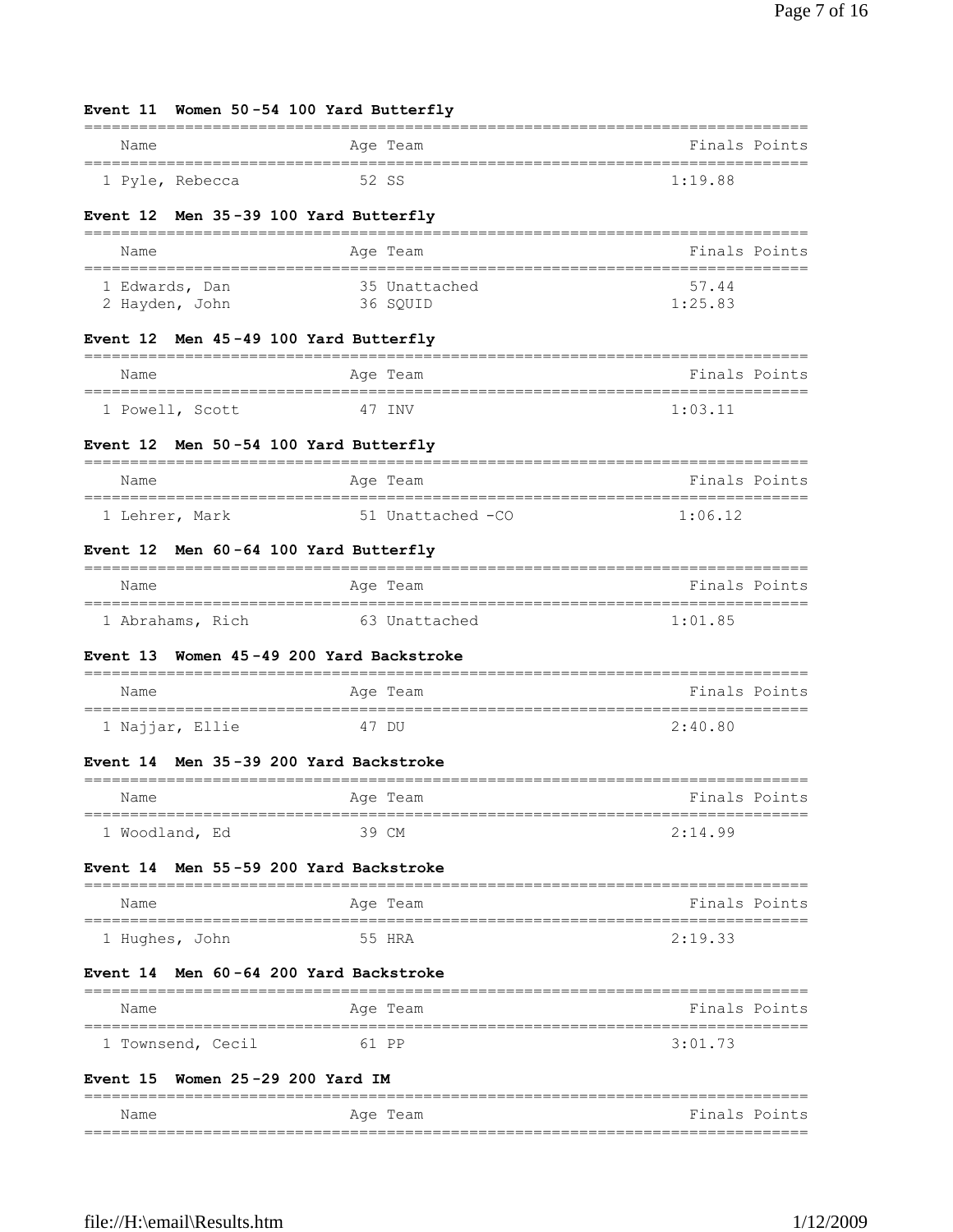### Event 11 Women 50-54 100 Yard Butterfly

| Name | Age | Team | Finals | Points |
|---|---|---|---|---|
| 1 Pyle, Rebecca | 52 | SS | 1:19.88 | |

### Event 12 Men 35-39 100 Yard Butterfly

| Name | Age | Team | Finals | Points |
|---|---|---|---|---|
| 1 Edwards, Dan | 35 | Unattached | 57.44 | |
| 2 Hayden, John | 36 | SQUID | 1:25.83 | |

### Event 12 Men 45-49 100 Yard Butterfly

| Name | Age | Team | Finals | Points |
|---|---|---|---|---|
| 1 Powell, Scott | 47 | INV | 1:03.11 | |

### Event 12 Men 50-54 100 Yard Butterfly

| Name | Age | Team | Finals | Points |
|---|---|---|---|---|
| 1 Lehrer, Mark | 51 | Unattached -CO | 1:06.12 | |

### Event 12 Men 60-64 100 Yard Butterfly

| Name | Age | Team | Finals | Points |
|---|---|---|---|---|
| 1 Abrahams, Rich | 63 | Unattached | 1:01.85 | |

### Event 13 Women 45-49 200 Yard Backstroke

| Name | Age | Team | Finals | Points |
|---|---|---|---|---|
| 1 Najjar, Ellie | 47 | DU | 2:40.80 | |

### Event 14 Men 35-39 200 Yard Backstroke

| Name | Age | Team | Finals | Points |
|---|---|---|---|---|
| 1 Woodland, Ed | 39 | CM | 2:14.99 | |

### Event 14 Men 55-59 200 Yard Backstroke

| Name | Age | Team | Finals | Points |
|---|---|---|---|---|
| 1 Hughes, John | 55 | HRA | 2:19.33 | |

### Event 14 Men 60-64 200 Yard Backstroke

| Name | Age | Team | Finals | Points |
|---|---|---|---|---|
| 1 Townsend, Cecil | 61 | PP | 3:01.73 | |

### Event 15 Women 25-29 200 Yard IM

| Name | Age | Team | Finals | Points |
|---|---|---|---|---|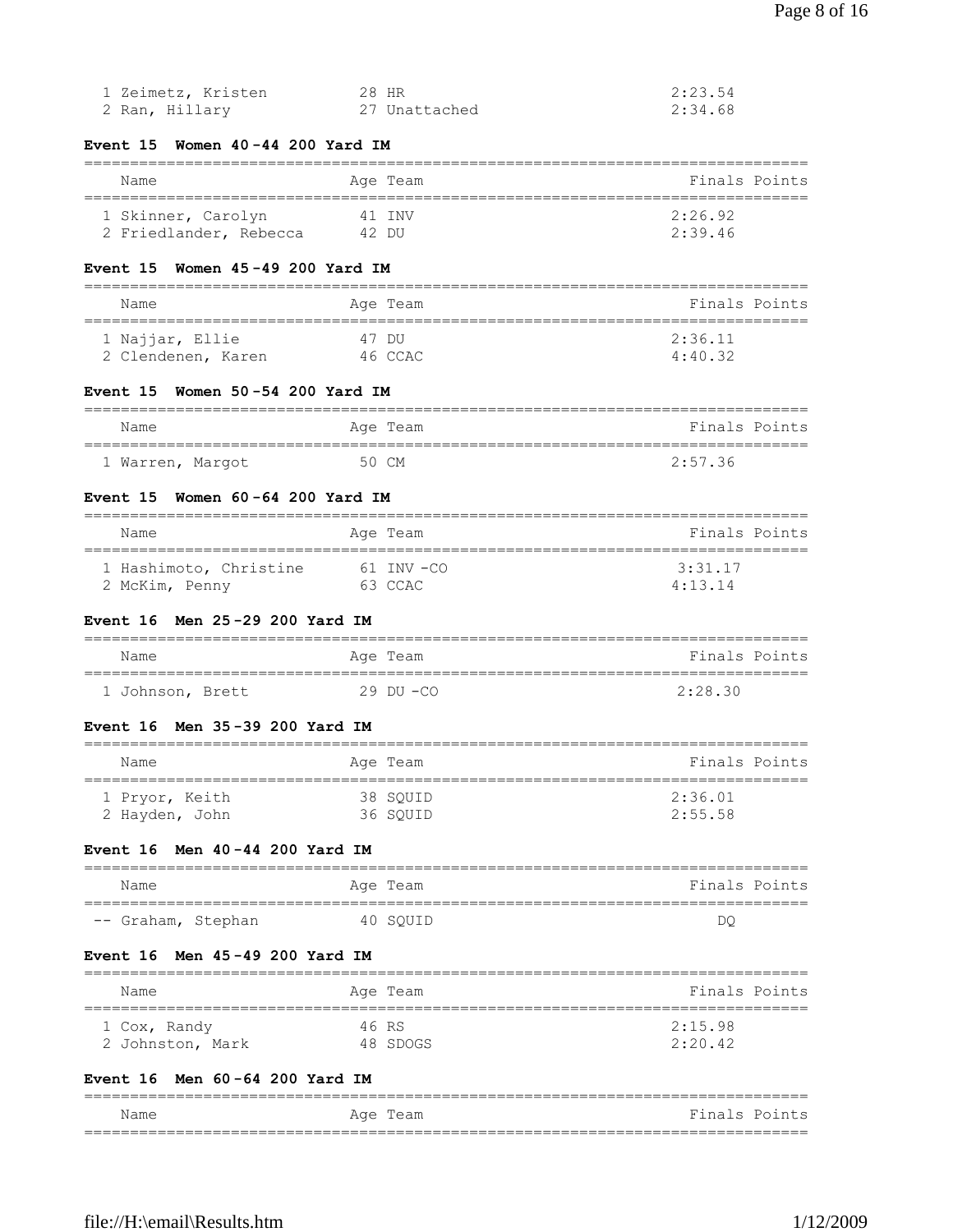| Name | Age | Team | Finals | Points |
|---|---|---|---|---|
| 1 Zeimetz, Kristen | 28 | HR | 2:23.54 | |
| 2 Ran, Hillary | 27 | Unattached | 2:34.68 | |

### Event 15 Women 40-44 200 Yard IM

| Name | Age | Team | Finals | Points |
|---|---|---|---|---|
| 1 Skinner, Carolyn | 41 | INV | 2:26.92 | |
| 2 Friedlander, Rebecca | 42 | DU | 2:39.46 | |

### Event 15 Women 45-49 200 Yard IM

| Name | Age | Team | Finals | Points |
|---|---|---|---|---|
| 1 Najjar, Ellie | 47 | DU | 2:36.11 | |
| 2 Clendenen, Karen | 46 | CCAC | 4:40.32 | |

### Event 15 Women 50-54 200 Yard IM

| Name | Age | Team | Finals | Points |
|---|---|---|---|---|
| 1 Warren, Margot | 50 | CM | 2:57.36 | |

### Event 15 Women 60-64 200 Yard IM

| Name | Age | Team | Finals | Points |
|---|---|---|---|---|
| 1 Hashimoto, Christine | 61 | INV-CO | 3:31.17 | |
| 2 McKim, Penny | 63 | CCAC | 4:13.14 | |

### Event 16 Men 25-29 200 Yard IM

| Name | Age | Team | Finals | Points |
|---|---|---|---|---|
| 1 Johnson, Brett | 29 | DU-CO | 2:28.30 | |

### Event 16 Men 35-39 200 Yard IM

| Name | Age | Team | Finals | Points |
|---|---|---|---|---|
| 1 Pryor, Keith | 38 | SQUID | 2:36.01 | |
| 2 Hayden, John | 36 | SQUID | 2:55.58 | |

### Event 16 Men 40-44 200 Yard IM

| Name | Age | Team | Finals | Points |
|---|---|---|---|---|
| -- Graham, Stephan | 40 | SQUID | DQ | |

### Event 16 Men 45-49 200 Yard IM

| Name | Age | Team | Finals | Points |
|---|---|---|---|---|
| 1 Cox, Randy | 46 | RS | 2:15.98 | |
| 2 Johnston, Mark | 48 | SDOGS | 2:20.42 | |

### Event 16 Men 60-64 200 Yard IM

| Name | Age | Team | Finals | Points |
|---|---|---|---|---|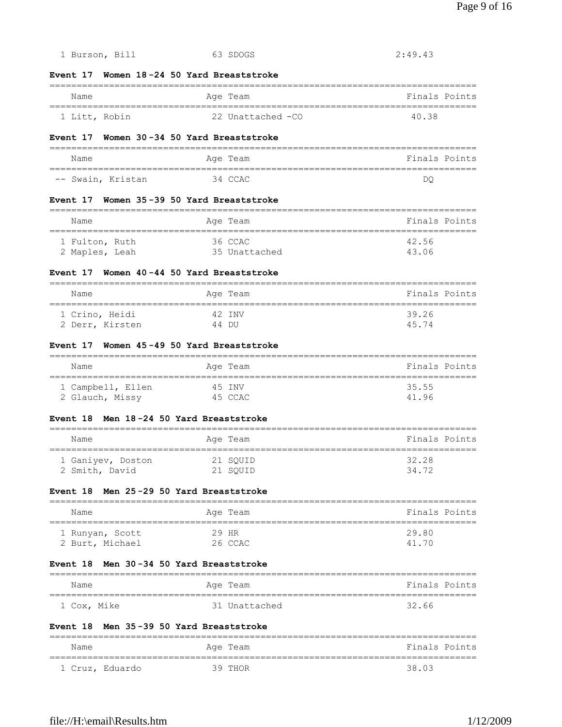| | Name | Age | Team | Finals | Points |
|---|---|---|---|---|---|
| 1 | Burson, Bill | 63 | SDOGS | 2:49.43 | |

**Event 17 Women 18-24 50 Yard Breaststroke**

| | Name | Age | Team | Finals | Points |
|---|---|---|---|---|---|
| 1 | Litt, Robin | 22 | Unattached -CO | 40.38 | |

**Event 17 Women 30-34 50 Yard Breaststroke**

| | Name | Age | Team | Finals | Points |
|---|---|---|---|---|---|
| -- | Swain, Kristan | 34 | CCAC | DQ | |

**Event 17 Women 35-39 50 Yard Breaststroke**

| | Name | Age | Team | Finals | Points |
|---|---|---|---|---|---|
| 1 | Fulton, Ruth | 36 | CCAC | 42.56 | |
| 2 | Maples, Leah | 35 | Unattached | 43.06 | |

**Event 17 Women 40-44 50 Yard Breaststroke**

| | Name | Age | Team | Finals | Points |
|---|---|---|---|---|---|
| 1 | Crino, Heidi | 42 | INV | 39.26 | |
| 2 | Derr, Kirsten | 44 | DU | 45.74 | |

**Event 17 Women 45-49 50 Yard Breaststroke**

| | Name | Age | Team | Finals | Points |
|---|---|---|---|---|---|
| 1 | Campbell, Ellen | 45 | INV | 35.55 | |
| 2 | Glauch, Missy | 45 | CCAC | 41.96 | |

**Event 18 Men 18-24 50 Yard Breaststroke**

| | Name | Age | Team | Finals | Points |
|---|---|---|---|---|---|
| 1 | Ganiyev, Doston | 21 | SQUID | 32.28 | |
| 2 | Smith, David | 21 | SQUID | 34.72 | |

**Event 18 Men 25-29 50 Yard Breaststroke**

| | Name | Age | Team | Finals | Points |
|---|---|---|---|---|---|
| 1 | Runyan, Scott | 29 | HR | 29.80 | |
| 2 | Burt, Michael | 26 | CCAC | 41.70 | |

**Event 18 Men 30-34 50 Yard Breaststroke**

| | Name | Age | Team | Finals | Points |
|---|---|---|---|---|---|
| 1 | Cox, Mike | 31 | Unattached | 32.66 | |

**Event 18 Men 35-39 50 Yard Breaststroke**

| | Name | Age | Team | Finals | Points |
|---|---|---|---|---|---|
| 1 | Cruz, Eduardo | 39 | THOR | 38.03 | |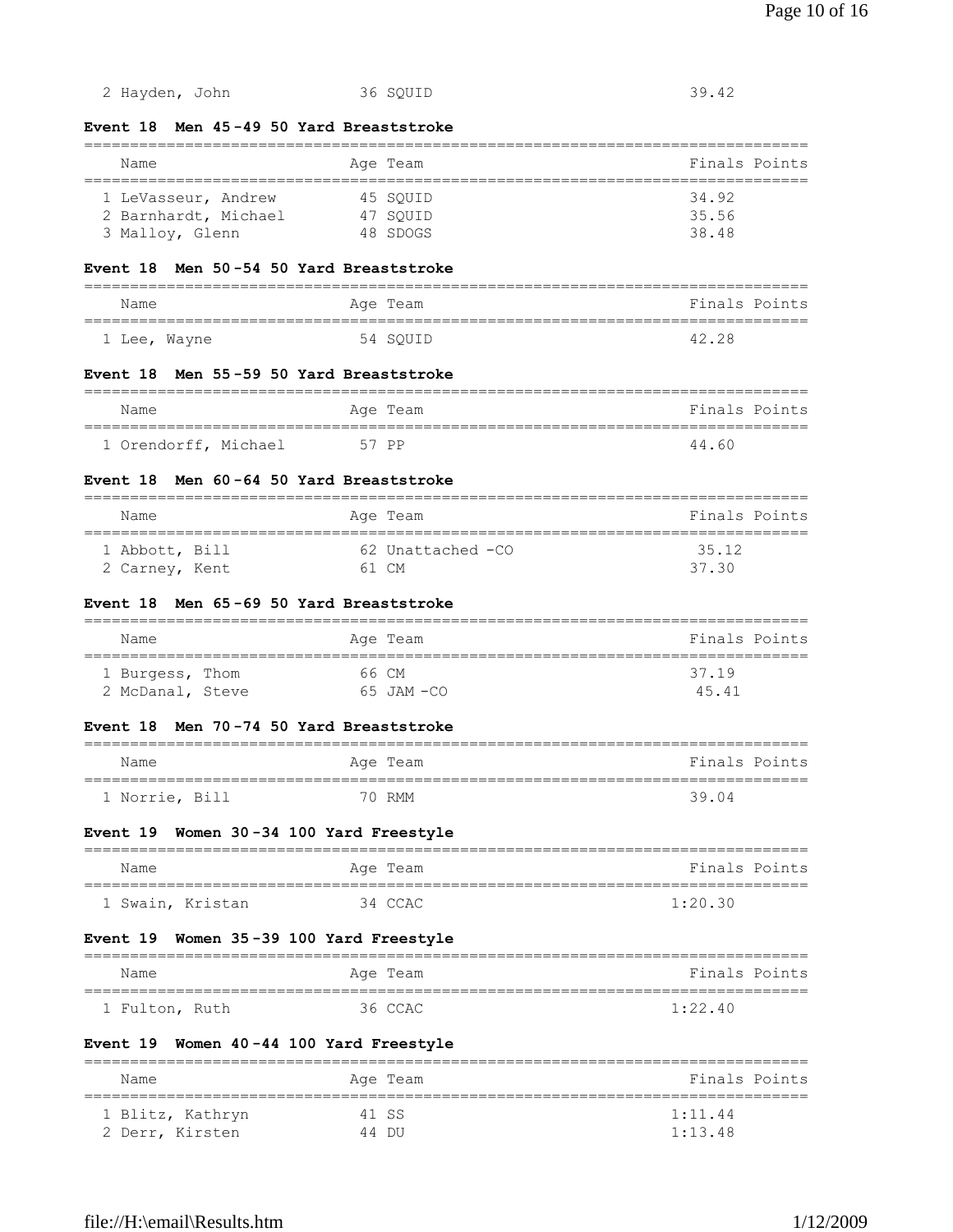| | Name | Age | Team | Finals | Points |
|---|---|---|---|---|---|
| 2 | Hayden, John | 36 | SQUID | 39.42 | |

### Event 18 Men 45-49 50 Yard Breaststroke

| | Name | Age | Team | Finals | Points |
|---|---|---|---|---|---|
| 1 | LeVasseur, Andrew | 45 | SQUID | 34.92 | |
| 2 | Barnhardt, Michael | 47 | SQUID | 35.56 | |
| 3 | Malloy, Glenn | 48 | SDOGS | 38.48 | |

### Event 18 Men 50-54 50 Yard Breaststroke

| | Name | Age | Team | Finals | Points |
|---|---|---|---|---|---|
| 1 | Lee, Wayne | 54 | SQUID | 42.28 | |

### Event 18 Men 55-59 50 Yard Breaststroke

| | Name | Age | Team | Finals | Points |
|---|---|---|---|---|---|
| 1 | Orendorff, Michael | 57 | PP | 44.60 | |

### Event 18 Men 60-64 50 Yard Breaststroke

| | Name | Age | Team | Finals | Points |
|---|---|---|---|---|---|
| 1 | Abbott, Bill | 62 | Unattached -CO | 35.12 | |
| 2 | Carney, Kent | 61 | CM | 37.30 | |

### Event 18 Men 65-69 50 Yard Breaststroke

| | Name | Age | Team | Finals | Points |
|---|---|---|---|---|---|
| 1 | Burgess, Thom | 66 | CM | 37.19 | |
| 2 | McDanal, Steve | 65 | JAM -CO | 45.41 | |

### Event 18 Men 70-74 50 Yard Breaststroke

| | Name | Age | Team | Finals | Points |
|---|---|---|---|---|---|
| 1 | Norrie, Bill | 70 | RMM | 39.04 | |

### Event 19 Women 30-34 100 Yard Freestyle

| | Name | Age | Team | Finals | Points |
|---|---|---|---|---|---|
| 1 | Swain, Kristan | 34 | CCAC | 1:20.30 | |

### Event 19 Women 35-39 100 Yard Freestyle

| | Name | Age | Team | Finals | Points |
|---|---|---|---|---|---|
| 1 | Fulton, Ruth | 36 | CCAC | 1:22.40 | |

### Event 19 Women 40-44 100 Yard Freestyle

| | Name | Age | Team | Finals | Points |
|---|---|---|---|---|---|
| 1 | Blitz, Kathryn | 41 | SS | 1:11.44 | |
| 2 | Derr, Kirsten | 44 | DU | 1:13.48 | |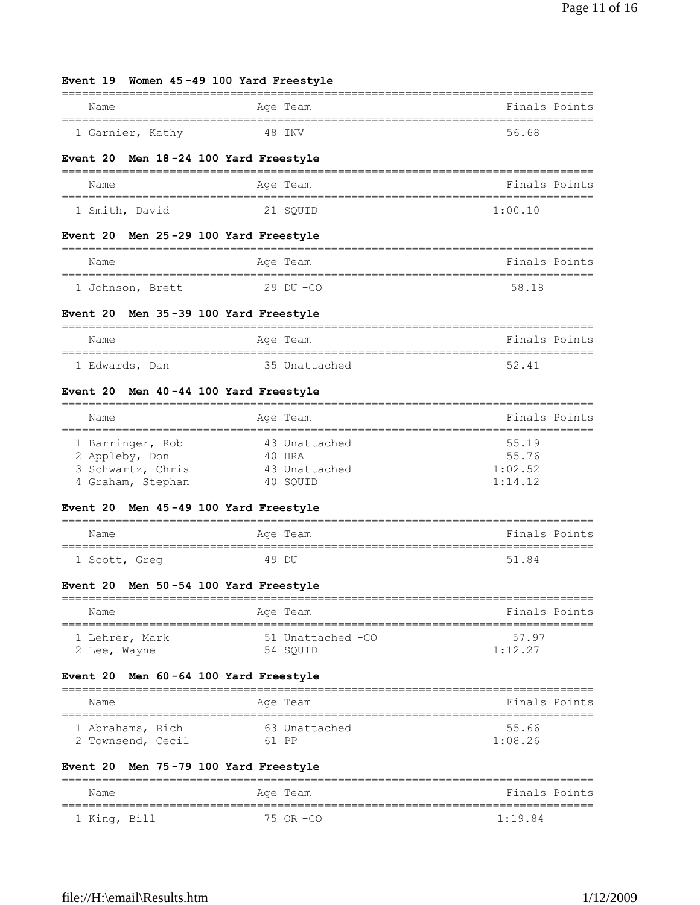### Event 19 Women 45-49 100 Yard Freestyle

| Name | Age | Team | Finals | Points |
|---|---|---|---|---|
| 1 Garnier, Kathy | 48 | INV | 56.68 | |

### Event 20 Men 18-24 100 Yard Freestyle

| Name | Age | Team | Finals | Points |
|---|---|---|---|---|
| 1 Smith, David | 21 | SQUID | 1:00.10 | |

### Event 20 Men 25-29 100 Yard Freestyle

| Name | Age | Team | Finals | Points |
|---|---|---|---|---|
| 1 Johnson, Brett | 29 | DU -CO | 58.18 | |

### Event 20 Men 35-39 100 Yard Freestyle

| Name | Age | Team | Finals | Points |
|---|---|---|---|---|
| 1 Edwards, Dan | 35 | Unattached | 52.41 | |

### Event 20 Men 40-44 100 Yard Freestyle

| Name | Age | Team | Finals | Points |
|---|---|---|---|---|
| 1 Barringer, Rob | 43 | Unattached | 55.19 | |
| 2 Appleby, Don | 40 | HRA | 55.76 | |
| 3 Schwartz, Chris | 43 | Unattached | 1:02.52 | |
| 4 Graham, Stephan | 40 | SQUID | 1:14.12 | |

### Event 20 Men 45-49 100 Yard Freestyle

| Name | Age | Team | Finals | Points |
|---|---|---|---|---|
| 1 Scott, Greg | 49 | DU | 51.84 | |

### Event 20 Men 50-54 100 Yard Freestyle

| Name | Age | Team | Finals | Points |
|---|---|---|---|---|
| 1 Lehrer, Mark | 51 | Unattached -CO | 57.97 | |
| 2 Lee, Wayne | 54 | SQUID | 1:12.27 | |

### Event 20 Men 60-64 100 Yard Freestyle

| Name | Age | Team | Finals | Points |
|---|---|---|---|---|
| 1 Abrahams, Rich | 63 | Unattached | 55.66 | |
| 2 Townsend, Cecil | 61 | PP | 1:08.26 | |

### Event 20 Men 75-79 100 Yard Freestyle

| Name | Age | Team | Finals | Points |
|---|---|---|---|---|
| 1 King, Bill | 75 | OR -CO | 1:19.84 | |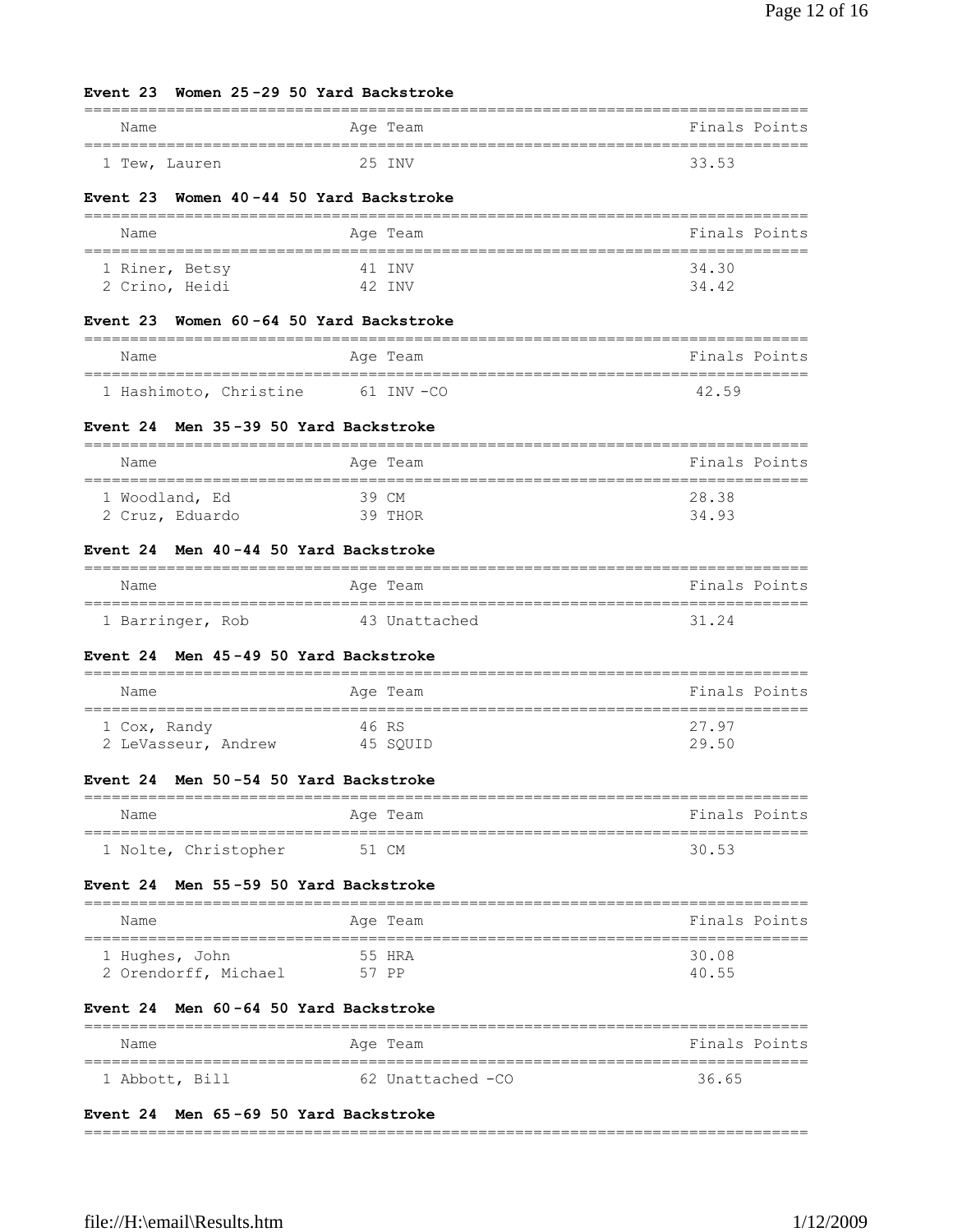### Event 23 Women 25-29 50 Yard Backstroke

| Name | Age | Team | Finals | Points |
|---|---|---|---|---|
| 1 Tew, Lauren | 25 | INV | 33.53 | |

### Event 23 Women 40-44 50 Yard Backstroke

| Name | Age | Team | Finals | Points |
|---|---|---|---|---|
| 1 Riner, Betsy | 41 | INV | 34.30 | |
| 2 Crino, Heidi | 42 | INV | 34.42 | |

### Event 23 Women 60-64 50 Yard Backstroke

| Name | Age | Team | Finals | Points |
|---|---|---|---|---|
| 1 Hashimoto, Christine | 61 | INV -CO | 42.59 | |

### Event 24 Men 35-39 50 Yard Backstroke

| Name | Age | Team | Finals | Points |
|---|---|---|---|---|
| 1 Woodland, Ed | 39 | CM | 28.38 | |
| 2 Cruz, Eduardo | 39 | THOR | 34.93 | |

### Event 24 Men 40-44 50 Yard Backstroke

| Name | Age | Team | Finals | Points |
|---|---|---|---|---|
| 1 Barringer, Rob | 43 | Unattached | 31.24 | |

### Event 24 Men 45-49 50 Yard Backstroke

| Name | Age | Team | Finals | Points |
|---|---|---|---|---|
| 1 Cox, Randy | 46 | RS | 27.97 | |
| 2 LeVasseur, Andrew | 45 | SQUID | 29.50 | |

### Event 24 Men 50-54 50 Yard Backstroke

| Name | Age | Team | Finals | Points |
|---|---|---|---|---|
| 1 Nolte, Christopher | 51 | CM | 30.53 | |

### Event 24 Men 55-59 50 Yard Backstroke

| Name | Age | Team | Finals | Points |
|---|---|---|---|---|
| 1 Hughes, John | 55 | HRA | 30.08 | |
| 2 Orendorff, Michael | 57 | PP | 40.55 | |

### Event 24 Men 60-64 50 Yard Backstroke

| Name | Age | Team | Finals | Points |
|---|---|---|---|---|
| 1 Abbott, Bill | 62 | Unattached -CO | 36.65 | |

### Event 24 Men 65-69 50 Yard Backstroke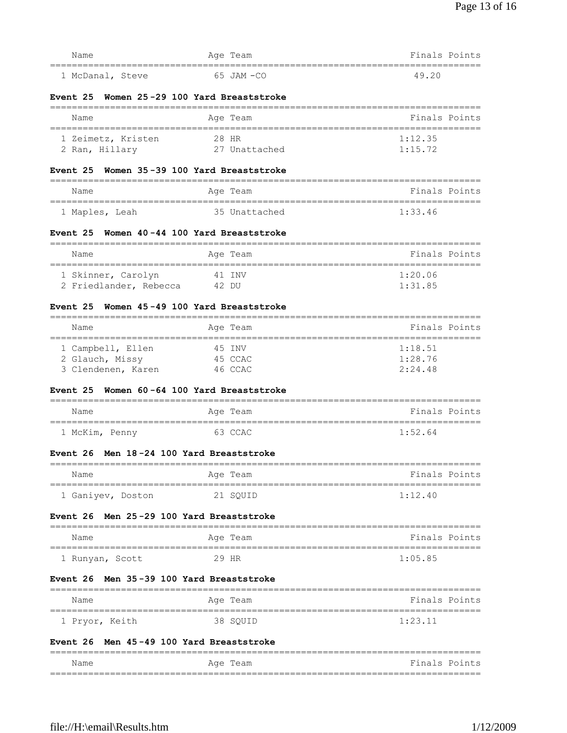| Name | Age | Team | Finals | Points |
|---|---|---|---|---|
| 1 McDanal, Steve | 65 | JAM -CO | 49.20 | |

### Event 25 Women 25-29 100 Yard Breaststroke

| Name | Age | Team | Finals | Points |
|---|---|---|---|---|
| 1 Zeimetz, Kristen | 28 | HR | 1:12.35 | |
| 2 Ran, Hillary | 27 | Unattached | 1:15.72 | |

### Event 25 Women 35-39 100 Yard Breaststroke

| Name | Age | Team | Finals | Points |
|---|---|---|---|---|
| 1 Maples, Leah | 35 | Unattached | 1:33.46 | |

### Event 25 Women 40-44 100 Yard Breaststroke

| Name | Age | Team | Finals | Points |
|---|---|---|---|---|
| 1 Skinner, Carolyn | 41 | INV | 1:20.06 | |
| 2 Friedlander, Rebecca | 42 | DU | 1:31.85 | |

### Event 25 Women 45-49 100 Yard Breaststroke

| Name | Age | Team | Finals | Points |
|---|---|---|---|---|
| 1 Campbell, Ellen | 45 | INV | 1:18.51 | |
| 2 Glauch, Missy | 45 | CCAC | 1:28.76 | |
| 3 Clendenen, Karen | 46 | CCAC | 2:24.48 | |

### Event 25 Women 60-64 100 Yard Breaststroke

| Name | Age | Team | Finals | Points |
|---|---|---|---|---|
| 1 McKim, Penny | 63 | CCAC | 1:52.64 | |

### Event 26 Men 18-24 100 Yard Breaststroke

| Name | Age | Team | Finals | Points |
|---|---|---|---|---|
| 1 Ganiyev, Doston | 21 | SQUID | 1:12.40 | |

### Event 26 Men 25-29 100 Yard Breaststroke

| Name | Age | Team | Finals | Points |
|---|---|---|---|---|
| 1 Runyan, Scott | 29 | HR | 1:05.85 | |

### Event 26 Men 35-39 100 Yard Breaststroke

| Name | Age | Team | Finals | Points |
|---|---|---|---|---|
| 1 Pryor, Keith | 38 | SQUID | 1:23.11 | |

### Event 26 Men 45-49 100 Yard Breaststroke

| Name | Age | Team | Finals | Points |
|---|---|---|---|---|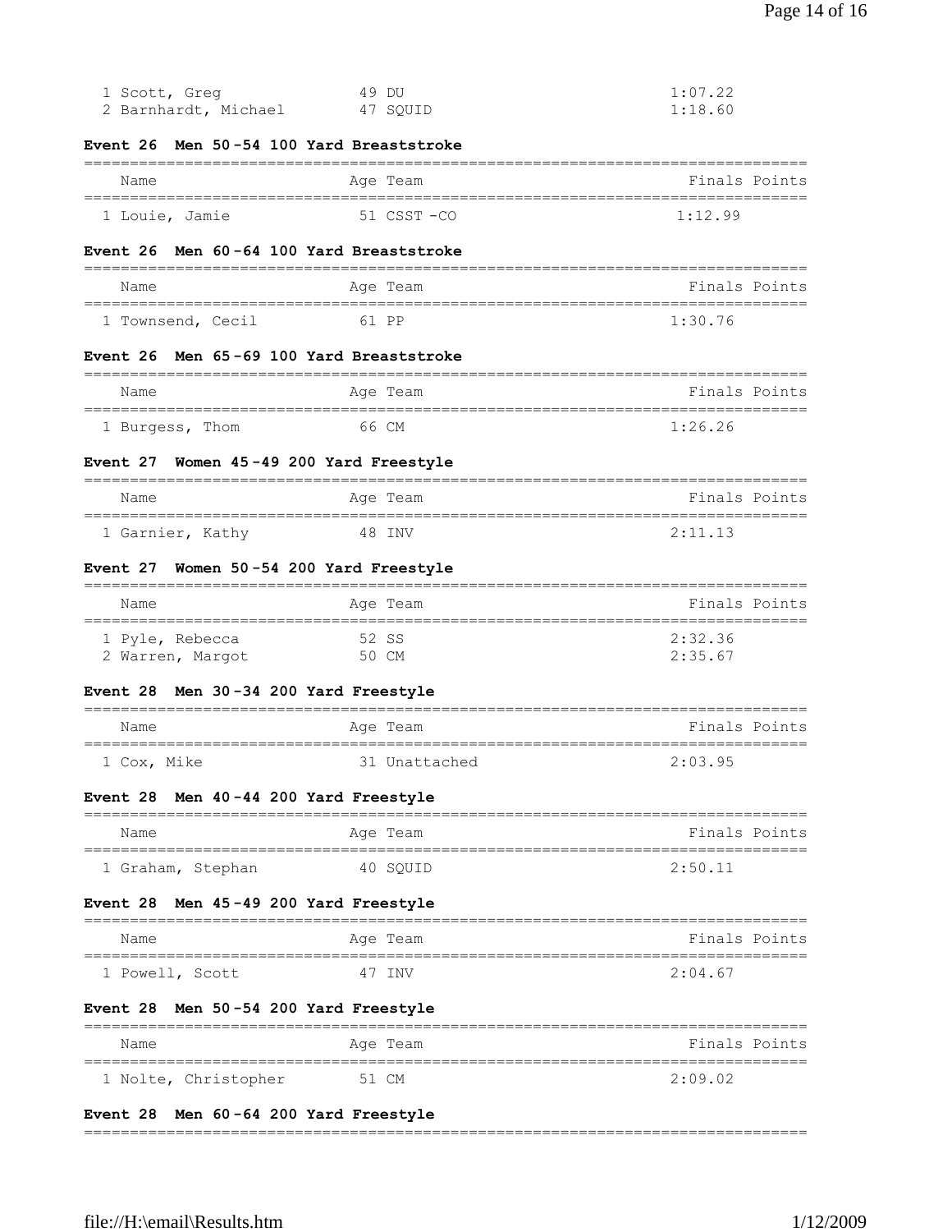| Name | Age | Team | Finals | Points |
|---|---|---|---|---|
| 1 Scott, Greg | 49 | DU | 1:07.22 | |
| 2 Barnhardt, Michael | 47 | SQUID | 1:18.60 | |

### Event 26 Men 50-54 100 Yard Breaststroke

| Name | Age | Team | Finals | Points |
|---|---|---|---|---|
| 1 Louie, Jamie | 51 | CSST -CO | 1:12.99 | |

### Event 26 Men 60-64 100 Yard Breaststroke

| Name | Age | Team | Finals | Points |
|---|---|---|---|---|
| 1 Townsend, Cecil | 61 | PP | 1:30.76 | |

### Event 26 Men 65-69 100 Yard Breaststroke

| Name | Age | Team | Finals | Points |
|---|---|---|---|---|
| 1 Burgess, Thom | 66 | CM | 1:26.26 | |

### Event 27 Women 45-49 200 Yard Freestyle

| Name | Age | Team | Finals | Points |
|---|---|---|---|---|
| 1 Garnier, Kathy | 48 | INV | 2:11.13 | |

### Event 27 Women 50-54 200 Yard Freestyle

| Name | Age | Team | Finals | Points |
|---|---|---|---|---|
| 1 Pyle, Rebecca | 52 | SS | 2:32.36 | |
| 2 Warren, Margot | 50 | CM | 2:35.67 | |

### Event 28 Men 30-34 200 Yard Freestyle

| Name | Age | Team | Finals | Points |
|---|---|---|---|---|
| 1 Cox, Mike | 31 | Unattached | 2:03.95 | |

### Event 28 Men 40-44 200 Yard Freestyle

| Name | Age | Team | Finals | Points |
|---|---|---|---|---|
| 1 Graham, Stephan | 40 | SQUID | 2:50.11 | |

### Event 28 Men 45-49 200 Yard Freestyle

| Name | Age | Team | Finals | Points |
|---|---|---|---|---|
| 1 Powell, Scott | 47 | INV | 2:04.67 | |

### Event 28 Men 50-54 200 Yard Freestyle

| Name | Age | Team | Finals | Points |
|---|---|---|---|---|
| 1 Nolte, Christopher | 51 | CM | 2:09.02 | |

### Event 28 Men 60-64 200 Yard Freestyle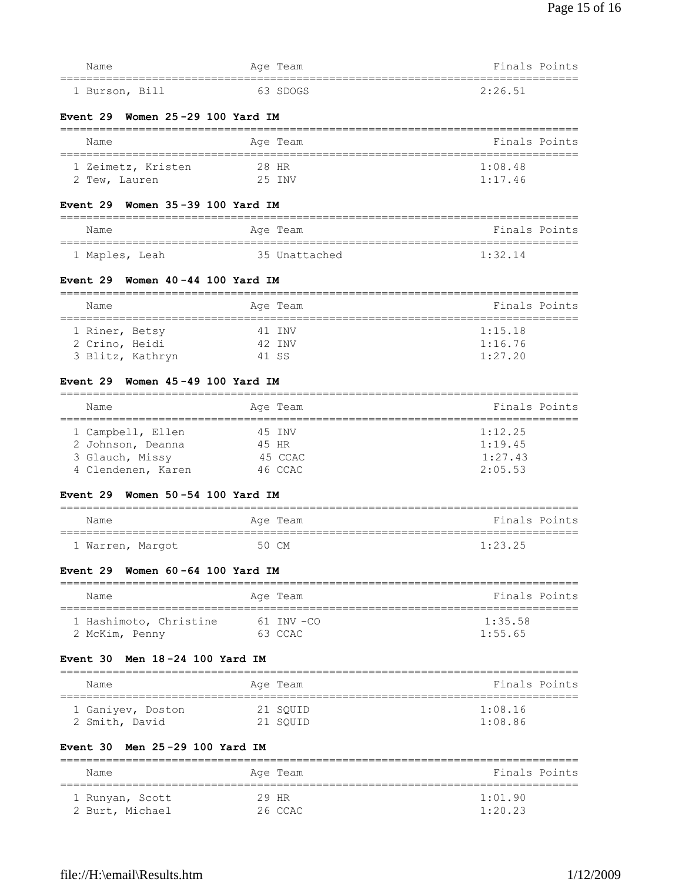| Name | Age | Team | Finals | Points |
|---|---|---|---|---|
| 1 Burson, Bill | 63 | SDOGS | 2:26.51 | |

**Event 29 Women 25-29 100 Yard IM**

| Name | Age | Team | Finals | Points |
|---|---|---|---|---|
| 1 Zeimetz, Kristen | 28 | HR | 1:08.48 | |
| 2 Tew, Lauren | 25 | INV | 1:17.46 | |

**Event 29 Women 35-39 100 Yard IM**

| Name | Age | Team | Finals | Points |
|---|---|---|---|---|
| 1 Maples, Leah | 35 | Unattached | 1:32.14 | |

**Event 29 Women 40-44 100 Yard IM**

| Name | Age | Team | Finals | Points |
|---|---|---|---|---|
| 1 Riner, Betsy | 41 | INV | 1:15.18 | |
| 2 Crino, Heidi | 42 | INV | 1:16.76 | |
| 3 Blitz, Kathryn | 41 | SS | 1:27.20 | |

**Event 29 Women 45-49 100 Yard IM**

| Name | Age | Team | Finals | Points |
|---|---|---|---|---|
| 1 Campbell, Ellen | 45 | INV | 1:12.25 | |
| 2 Johnson, Deanna | 45 | HR | 1:19.45 | |
| 3 Glauch, Missy | 45 | CCAC | 1:27.43 | |
| 4 Clendenen, Karen | 46 | CCAC | 2:05.53 | |

**Event 29 Women 50-54 100 Yard IM**

| Name | Age | Team | Finals | Points |
|---|---|---|---|---|
| 1 Warren, Margot | 50 | CM | 1:23.25 | |

**Event 29 Women 60-64 100 Yard IM**

| Name | Age | Team | Finals | Points |
|---|---|---|---|---|
| 1 Hashimoto, Christine | 61 | INV-CO | 1:35.58 | |
| 2 McKim, Penny | 63 | CCAC | 1:55.65 | |

**Event 30 Men 18-24 100 Yard IM**

| Name | Age | Team | Finals | Points |
|---|---|---|---|---|
| 1 Ganiyev, Doston | 21 | SQUID | 1:08.16 | |
| 2 Smith, David | 21 | SQUID | 1:08.86 | |

**Event 30 Men 25-29 100 Yard IM**

| Name | Age | Team | Finals | Points |
|---|---|---|---|---|
| 1 Runyan, Scott | 29 | HR | 1:01.90 | |
| 2 Burt, Michael | 26 | CCAC | 1:20.23 | |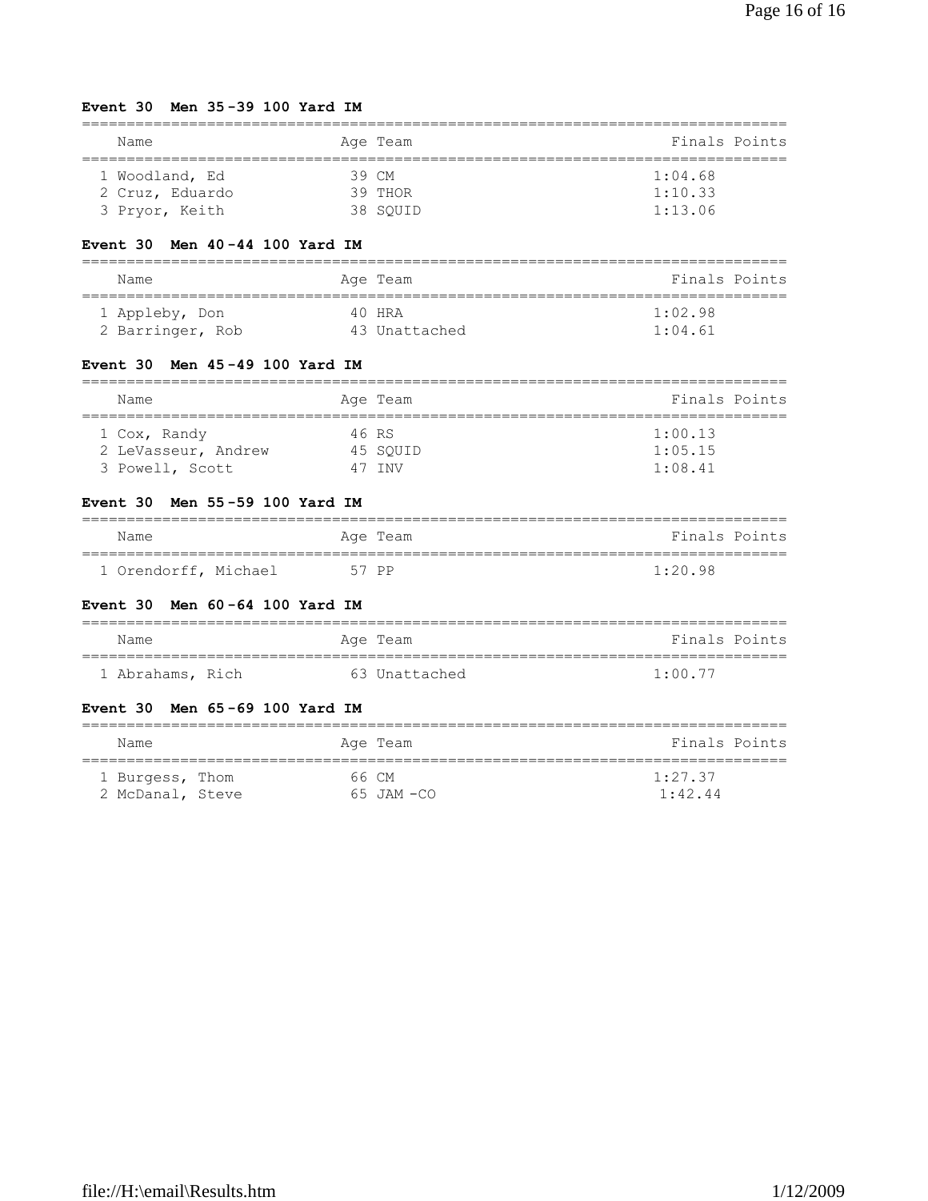**Event 30 Men 35-39 100 Yard IM**

| Name | Age | Team | Finals | Points |
|---|---|---|---|---|
| 1 Woodland, Ed | 39 | CM | 1:04.68 | |
| 2 Cruz, Eduardo | 39 | THOR | 1:10.33 | |
| 3 Pryor, Keith | 38 | SQUID | 1:13.06 | |

**Event 30 Men 40-44 100 Yard IM**

| Name | Age | Team | Finals | Points |
|---|---|---|---|---|
| 1 Appleby, Don | 40 | HRA | 1:02.98 | |
| 2 Barringer, Rob | 43 | Unattached | 1:04.61 | |

**Event 30 Men 45-49 100 Yard IM**

| Name | Age | Team | Finals | Points |
|---|---|---|---|---|
| 1 Cox, Randy | 46 | RS | 1:00.13 | |
| 2 LeVasseur, Andrew | 45 | SQUID | 1:05.15 | |
| 3 Powell, Scott | 47 | INV | 1:08.41 | |

**Event 30 Men 55-59 100 Yard IM**

| Name | Age | Team | Finals | Points |
|---|---|---|---|---|
| 1 Orendorff, Michael | 57 | PP | 1:20.98 | |

**Event 30 Men 60-64 100 Yard IM**

| Name | Age | Team | Finals | Points |
|---|---|---|---|---|
| 1 Abrahams, Rich | 63 | Unattached | 1:00.77 | |

**Event 30 Men 65-69 100 Yard IM**

| Name | Age | Team | Finals | Points |
|---|---|---|---|---|
| 1 Burgess, Thom | 66 | CM | 1:27.37 | |
| 2 McDanal, Steve | 65 | JAM-CO | 1:42.44 | |